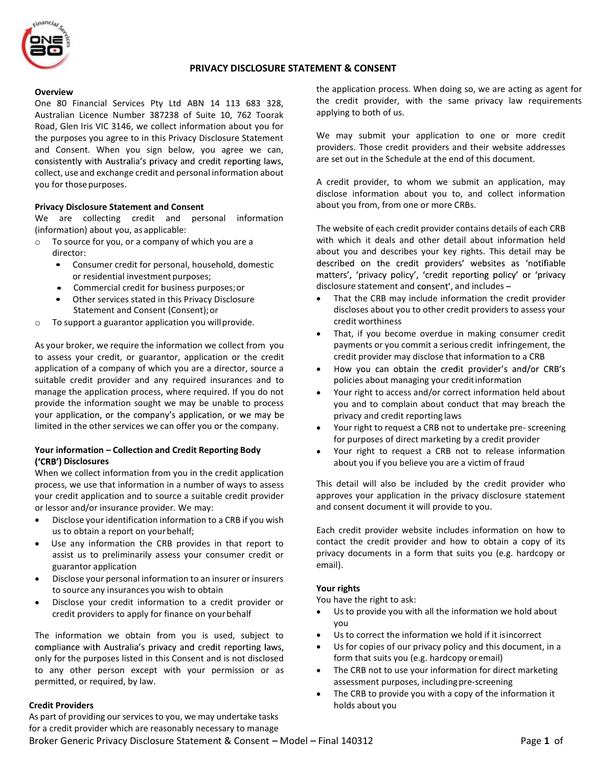# PRIVACY DISCLOSURE STATEMENT & CONSENT

**Overview**

One 80 Financial Services Pty Ltd ABN 14 113 683 328, Australian Licence Number 387238 of Suite 10, 762 Toorak Road, Glen Iris VIC 3146, we collect information about you for the purposes you agree to in this Privacy Disclosure Statement and Consent. When you sign below, you agree we can, consistently with Australia's privacy and credit reporting laws, collect, use and exchange credit and personal information about you for those purposes.

**Privacy Disclosure Statement and Consent**

We are collecting credit and personal information (information) about you, as applicable:

- To source for you, or a company of which you are a director:
  - Consumer credit for personal, household, domestic or residential investment purposes;
  - Commercial credit for business purposes; or
  - Other services stated in this Privacy Disclosure Statement and Consent (Consent); or
- To support a guarantor application you will provide.

As your broker, we require the information we collect from you to assess your credit, or guarantor, application or the credit application of a company of which you are a director, source a suitable credit provider and any required insurances and to manage the application process, where required. If you do not provide the information sought we may be unable to process your application, or the company's application, or we may be limited in the other services we can offer you or the company.

**Your information – Collection and Credit Reporting Body ('CRB') Disclosures**

When we collect information from you in the credit application process, we use that information in a number of ways to assess your credit application and to source a suitable credit provider or lessor and/or insurance provider. We may:

- Disclose your identification information to a CRB if you wish us to obtain a report on your behalf;
- Use any information the CRB provides in that report to assist us to preliminarily assess your consumer credit or guarantor application
- Disclose your personal information to an insurer or insurers to source any insurances you wish to obtain
- Disclose your credit information to a credit provider or credit providers to apply for finance on your behalf

The information we obtain from you is used, subject to compliance with Australia's privacy and credit reporting laws, only for the purposes listed in this Consent and is not disclosed to any other person except with your permission or as permitted, or required, by law.

**Credit Providers**

As part of providing our services to you, we may undertake tasks for a credit provider which are reasonably necessary to manage the application process. When doing so, we are acting as agent for the credit provider, with the same privacy law requirements applying to both of us.

We may submit your application to one or more credit providers. Those credit providers and their website addresses are set out in the Schedule at the end of this document.

A credit provider, to whom we submit an application, may disclose information about you to, and collect information about you from, from one or more CRBs.

The website of each credit provider contains details of each CRB with which it deals and other detail about information held about you and describes your key rights. This detail may be described on the credit providers' websites as 'notifiable matters', 'privacy policy', 'credit reporting policy' or 'privacy disclosure statement and consent', and includes –

- That the CRB may include information the credit provider discloses about you to other credit providers to assess your credit worthiness
- That, if you become overdue in making consumer credit payments or you commit a serious credit infringement, the credit provider may disclose that information to a CRB
- How you can obtain the credit provider's and/or CRB's policies about managing your credit information
- Your right to access and/or correct information held about you and to complain about conduct that may breach the privacy and credit reporting laws
- Your right to request a CRB not to undertake pre- screening for purposes of direct marketing by a credit provider
- Your right to request a CRB not to release information about you if you believe you are a victim of fraud

This detail will also be included by the credit provider who approves your application in the privacy disclosure statement and consent document it will provide to you.

Each credit provider website includes information on how to contact the credit provider and how to obtain a copy of its privacy documents in a form that suits you (e.g. hardcopy or email).

**Your rights**

You have the right to ask:

- Us to provide you with all the information we hold about you
- Us to correct the information we hold if it is incorrect
- Us for copies of our privacy policy and this document, in a form that suits you (e.g. hardcopy or email)
- The CRB not to use your information for direct marketing assessment purposes, including pre-screening
- The CRB to provide you with a copy of the information it holds about you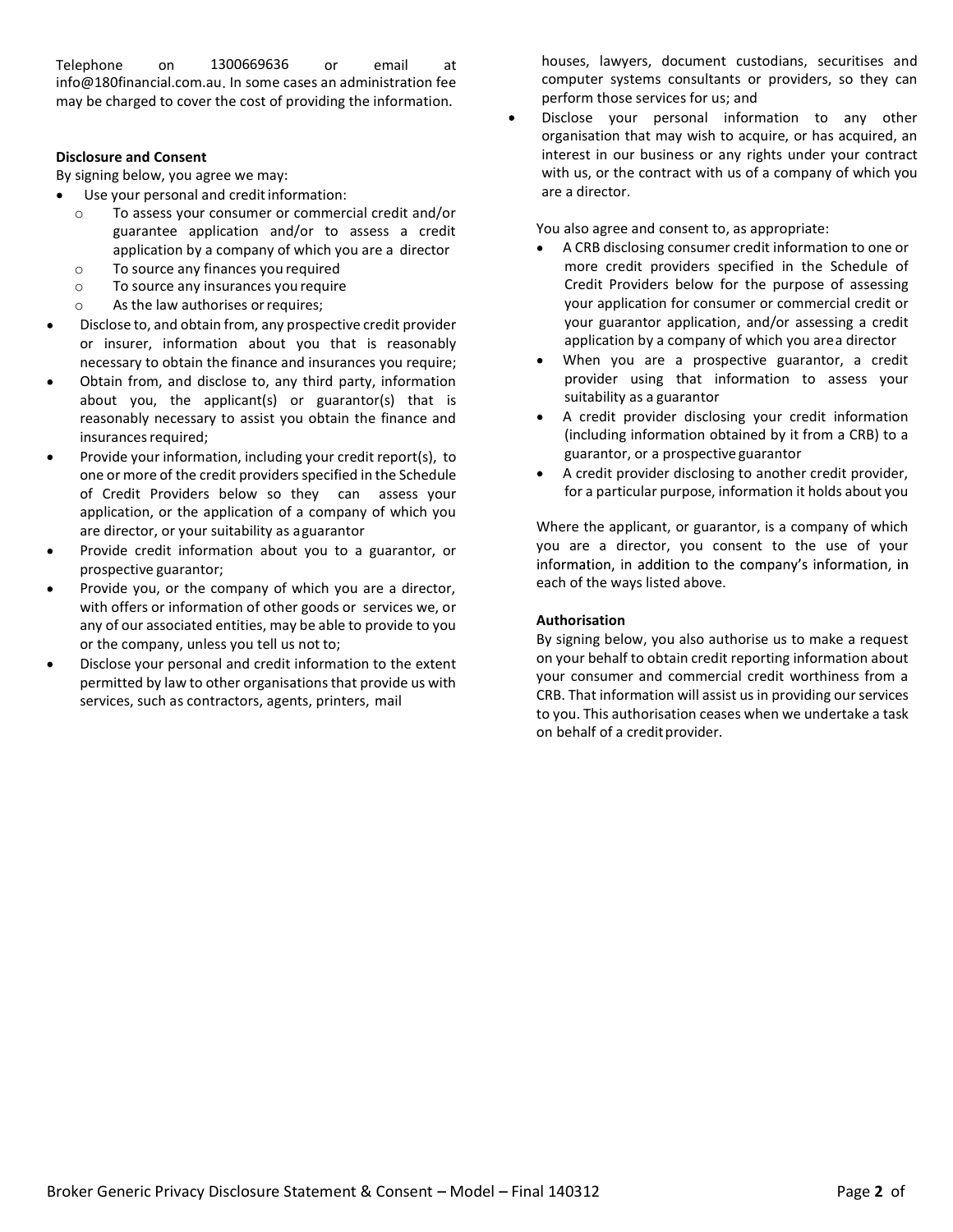Telephone on 1300669636 or email at info@180financial.com.au. In some cases an administration fee may be charged to cover the cost of providing the information.

**Disclosure and Consent**

By signing below, you agree we may:

- Use your personal and credit information:
  - To assess your consumer or commercial credit and/or guarantee application and/or to assess a credit application by a company of which you are a director
  - To source any finances you required
  - To source any insurances you require
  - As the law authorises or requires;
- Disclose to, and obtain from, any prospective credit provider or insurer, information about you that is reasonably necessary to obtain the finance and insurances you require;
- Obtain from, and disclose to, any third party, information about you, the applicant(s) or guarantor(s) that is reasonably necessary to assist you obtain the finance and insurances required;
- Provide your information, including your credit report(s), to one or more of the credit providers specified in the Schedule of Credit Providers below so they can assess your application, or the application of a company of which you are director, or your suitability as a guarantor
- Provide credit information about you to a guarantor, or prospective guarantor;
- Provide you, or the company of which you are a director, with offers or information of other goods or services we, or any of our associated entities, may be able to provide to you or the company, unless you tell us not to;
- Disclose your personal and credit information to the extent permitted by law to other organisations that provide us with services, such as contractors, agents, printers, mail houses, lawyers, document custodians, securitises and computer systems consultants or providers, so they can perform those services for us; and
- Disclose your personal information to any other organisation that may wish to acquire, or has acquired, an interest in our business or any rights under your contract with us, or the contract with us of a company of which you are a director.

You also agree and consent to, as appropriate:

- A CRB disclosing consumer credit information to one or more credit providers specified in the Schedule of Credit Providers below for the purpose of assessing your application for consumer or commercial credit or your guarantor application, and/or assessing a credit application by a company of which you are a director
- When you are a prospective guarantor, a credit provider using that information to assess your suitability as a guarantor
- A credit provider disclosing your credit information (including information obtained by it from a CRB) to a guarantor, or a prospective guarantor
- A credit provider disclosing to another credit provider, for a particular purpose, information it holds about you

Where the applicant, or guarantor, is a company of which you are a director, you consent to the use of your information, in addition to the company's information, in each of the ways listed above.

**Authorisation**

By signing below, you also authorise us to make a request on your behalf to obtain credit reporting information about your consumer and commercial credit worthiness from a CRB. That information will assist us in providing our services to you. This authorisation ceases when we undertake a task on behalf of a credit provider.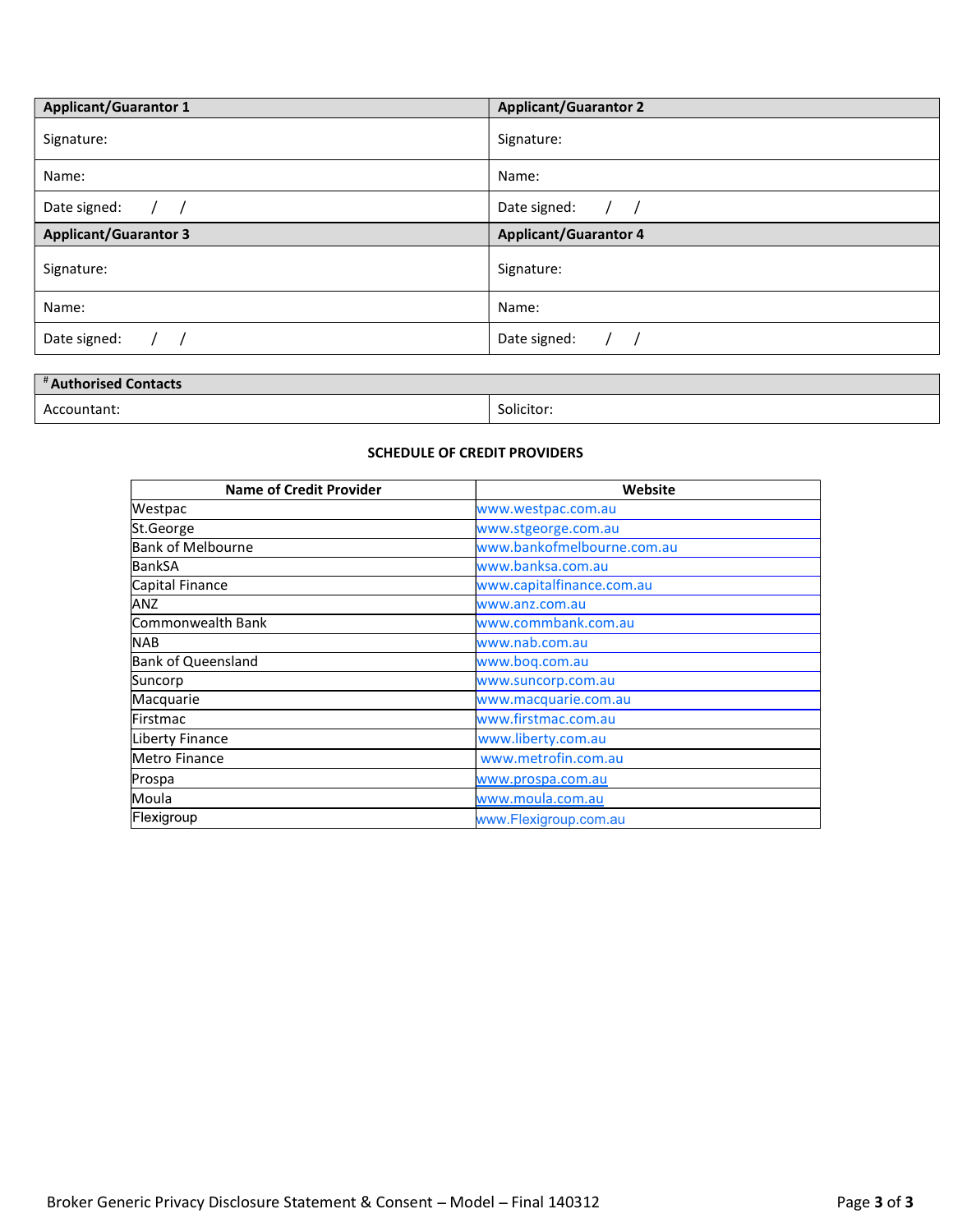| Applicant/Guarantor 1 | Applicant/Guarantor 2 |
| --- | --- |
| Signature: | Signature: |
| Name: | Name: |
| Date signed: / / | Date signed: / / |
| **Applicant/Guarantor 3** | **Applicant/Guarantor 4** |
| Signature: | Signature: |
| Name: | Name: |
| Date signed: / / | Date signed: / / |

| # Authorised Contacts | |
| --- | --- |
| Accountant: | Solicitor: |

**SCHEDULE OF CREDIT PROVIDERS**

| Name of Credit Provider | Website |
| --- | --- |
| Westpac | www.westpac.com.au |
| St.George | www.stgeorge.com.au |
| Bank of Melbourne | www.bankofmelbourne.com.au |
| BankSA | www.banksa.com.au |
| Capital Finance | www.capitalfinance.com.au |
| ANZ | www.anz.com.au |
| Commonwealth Bank | www.commbank.com.au |
| NAB | www.nab.com.au |
| Bank of Queensland | www.boq.com.au |
| Suncorp | www.suncorp.com.au |
| Macquarie | www.macquarie.com.au |
| Firstmac | www.firstmac.com.au |
| Liberty Finance | www.liberty.com.au |
| Metro Finance | www.metrofin.com.au |
| Prospa | www.prospa.com.au |
| Moula | www.moula.com.au |
| Flexigroup | www.Flexigroup.com.au |